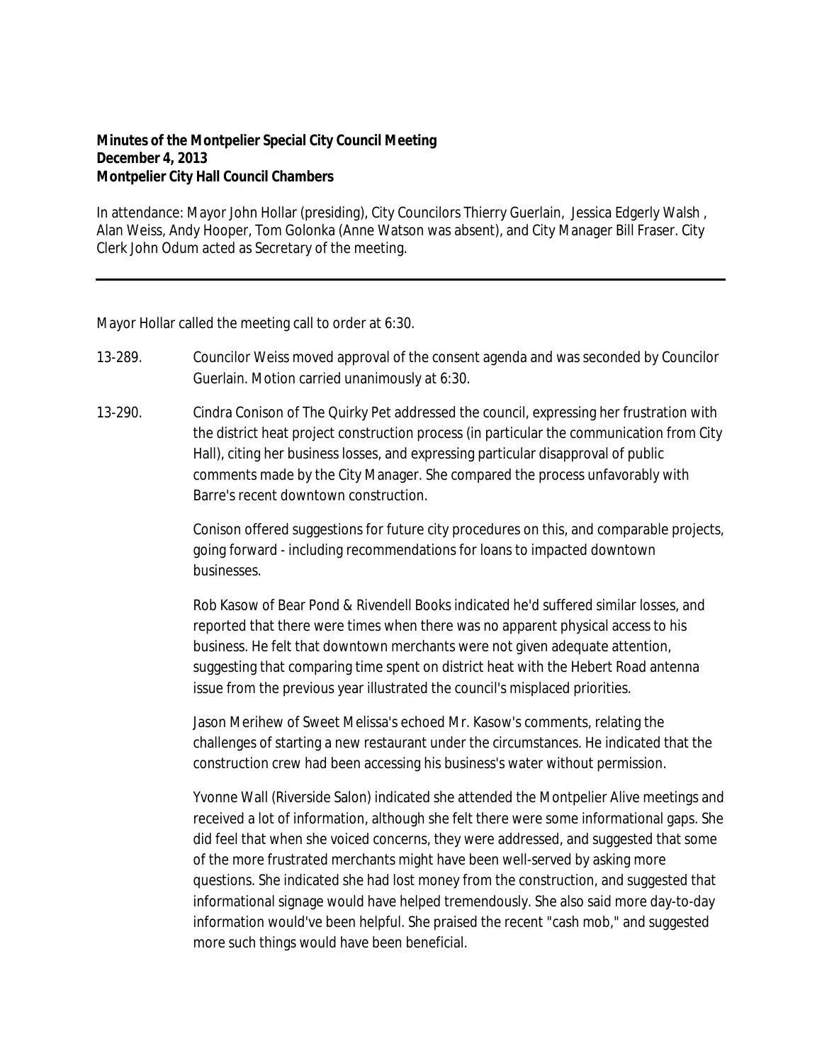**Minutes of the Montpelier Special City Council Meeting**
**December 4, 2013**
**Montpelier City Hall Council Chambers**

In attendance: Mayor John Hollar (presiding), City Councilors Thierry Guerlain, Jessica Edgerly Walsh , Alan Weiss, Andy Hooper, Tom Golonka (Anne Watson was absent), and City Manager Bill Fraser. City Clerk John Odum acted as Secretary of the meeting.

---

Mayor Hollar called the meeting call to order at 6:30.

13-289. Councilor Weiss moved approval of the consent agenda and was seconded by Councilor Guerlain. Motion carried unanimously at 6:30.

13-290. Cindra Conison of The Quirky Pet addressed the council, expressing her frustration with the district heat project construction process (in particular the communication from City Hall), citing her business losses, and expressing particular disapproval of public comments made by the City Manager. She compared the process unfavorably with Barre's recent downtown construction.

Conison offered suggestions for future city procedures on this, and comparable projects, going forward - including recommendations for loans to impacted downtown businesses.

Rob Kasow of Bear Pond & Rivendell Books indicated he'd suffered similar losses, and reported that there were times when there was no apparent physical access to his business. He felt that downtown merchants were not given adequate attention, suggesting that comparing time spent on district heat with the Hebert Road antenna issue from the previous year illustrated the council's misplaced priorities.

Jason Merihew of Sweet Melissa's echoed Mr. Kasow's comments, relating the challenges of starting a new restaurant under the circumstances. He indicated that the construction crew had been accessing his business's water without permission.

Yvonne Wall (Riverside Salon) indicated she attended the Montpelier Alive meetings and received a lot of information, although she felt there were some informational gaps. She did feel that when she voiced concerns, they were addressed, and suggested that some of the more frustrated merchants might have been well-served by asking more questions. She indicated she had lost money from the construction, and suggested that informational signage would have helped tremendously. She also said more day-to-day information would've been helpful. She praised the recent "cash mob," and suggested more such things would have been beneficial.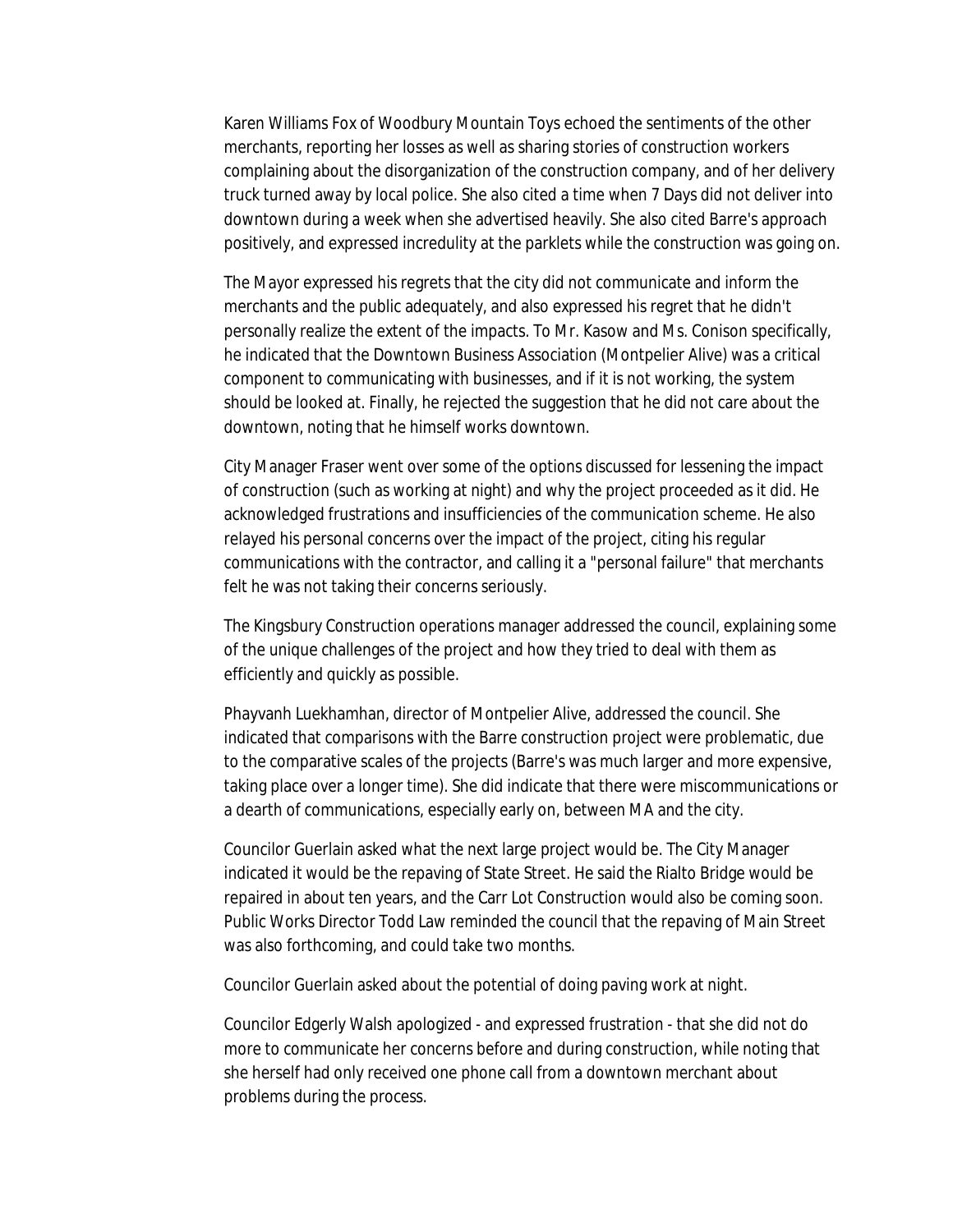Karen Williams Fox of Woodbury Mountain Toys echoed the sentiments of the other merchants, reporting her losses as well as sharing stories of construction workers complaining about the disorganization of the construction company, and of her delivery truck turned away by local police. She also cited a time when 7 Days did not deliver into downtown during a week when she advertised heavily. She also cited Barre's approach positively, and expressed incredulity at the parklets while the construction was going on.

The Mayor expressed his regrets that the city did not communicate and inform the merchants and the public adequately, and also expressed his regret that he didn't personally realize the extent of the impacts. To Mr. Kasow and Ms. Conison specifically, he indicated that the Downtown Business Association (Montpelier Alive) was a critical component to communicating with businesses, and if it is not working, the system should be looked at. Finally, he rejected the suggestion that he did not care about the downtown, noting that he himself works downtown.

City Manager Fraser went over some of the options discussed for lessening the impact of construction (such as working at night) and why the project proceeded as it did. He acknowledged frustrations and insufficiencies of the communication scheme. He also relayed his personal concerns over the impact of the project, citing his regular communications with the contractor, and calling it a "personal failure" that merchants felt he was not taking their concerns seriously.

The Kingsbury Construction operations manager addressed the council, explaining some of the unique challenges of the project and how they tried to deal with them as efficiently and quickly as possible.

Phayvanh Luekhamhan, director of Montpelier Alive, addressed the council. She indicated that comparisons with the Barre construction project were problematic, due to the comparative scales of the projects (Barre's was much larger and more expensive, taking place over a longer time). She did indicate that there were miscommunications or a dearth of communications, especially early on, between MA and the city.

Councilor Guerlain asked what the next large project would be. The City Manager indicated it would be the repaving of State Street. He said the Rialto Bridge would be repaired in about ten years, and the Carr Lot Construction would also be coming soon. Public Works Director Todd Law reminded the council that the repaving of Main Street was also forthcoming, and could take two months.

Councilor Guerlain asked about the potential of doing paving work at night.

Councilor Edgerly Walsh apologized - and expressed frustration - that she did not do more to communicate her concerns before and during construction, while noting that she herself had only received one phone call from a downtown merchant about problems during the process.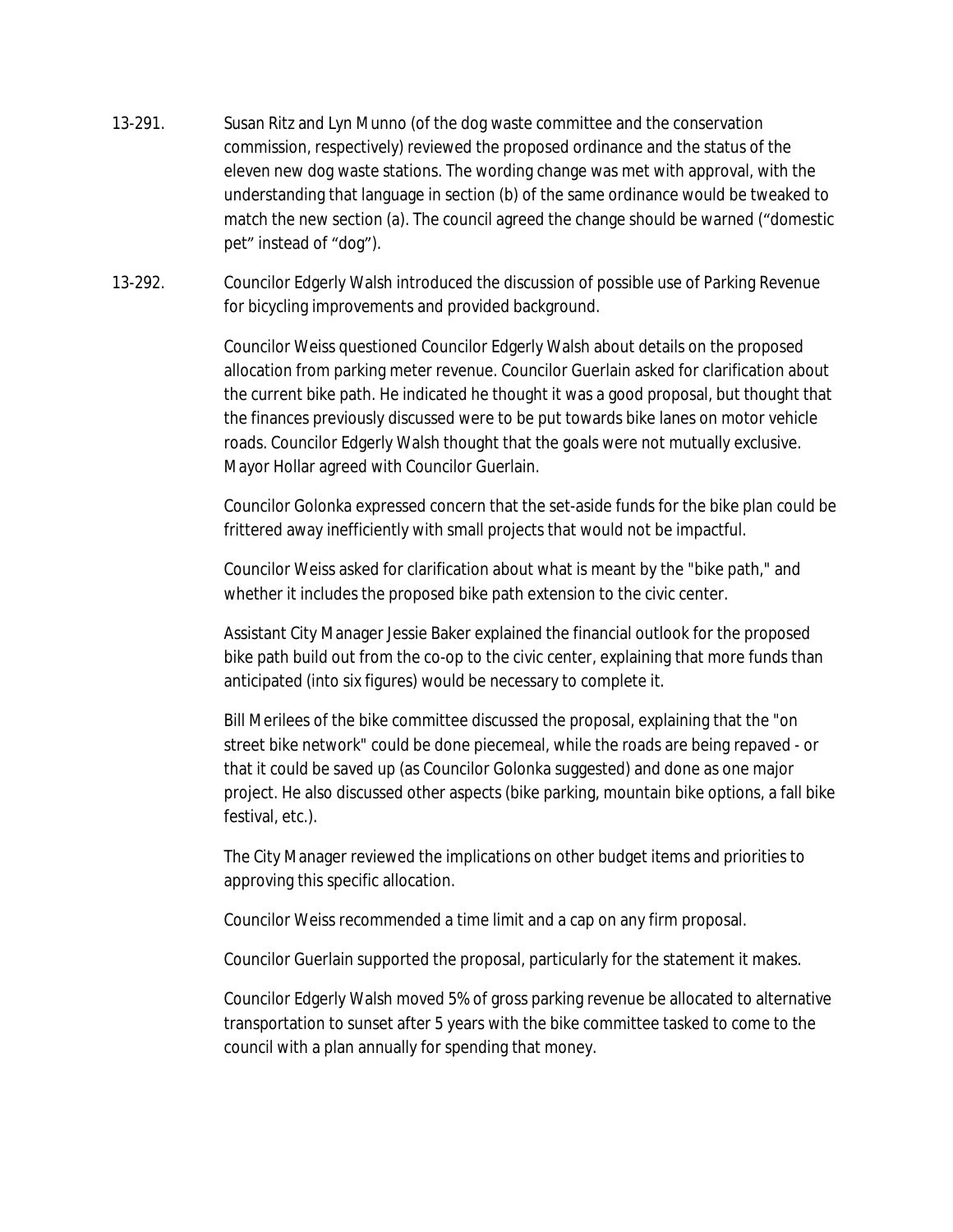13-291. Susan Ritz and Lyn Munno (of the dog waste committee and the conservation commission, respectively) reviewed the proposed ordinance and the status of the eleven new dog waste stations. The wording change was met with approval, with the understanding that language in section (b) of the same ordinance would be tweaked to match the new section (a). The council agreed the change should be warned ("domestic pet" instead of "dog").

13-292. Councilor Edgerly Walsh introduced the discussion of possible use of Parking Revenue for bicycling improvements and provided background.

Councilor Weiss questioned Councilor Edgerly Walsh about details on the proposed allocation from parking meter revenue. Councilor Guerlain asked for clarification about the current bike path. He indicated he thought it was a good proposal, but thought that the finances previously discussed were to be put towards bike lanes on motor vehicle roads. Councilor Edgerly Walsh thought that the goals were not mutually exclusive. Mayor Hollar agreed with Councilor Guerlain.

Councilor Golonka expressed concern that the set-aside funds for the bike plan could be frittered away inefficiently with small projects that would not be impactful.

Councilor Weiss asked for clarification about what is meant by the "bike path," and whether it includes the proposed bike path extension to the civic center.

Assistant City Manager Jessie Baker explained the financial outlook for the proposed bike path build out from the co-op to the civic center, explaining that more funds than anticipated (into six figures) would be necessary to complete it.

Bill Merilees of the bike committee discussed the proposal, explaining that the "on street bike network" could be done piecemeal, while the roads are being repaved - or that it could be saved up (as Councilor Golonka suggested) and done as one major project. He also discussed other aspects (bike parking, mountain bike options, a fall bike festival, etc.).

The City Manager reviewed the implications on other budget items and priorities to approving this specific allocation.

Councilor Weiss recommended a time limit and a cap on any firm proposal.

Councilor Guerlain supported the proposal, particularly for the statement it makes.

Councilor Edgerly Walsh moved 5% of gross parking revenue be allocated to alternative transportation to sunset after 5 years with the bike committee tasked to come to the council with a plan annually for spending that money.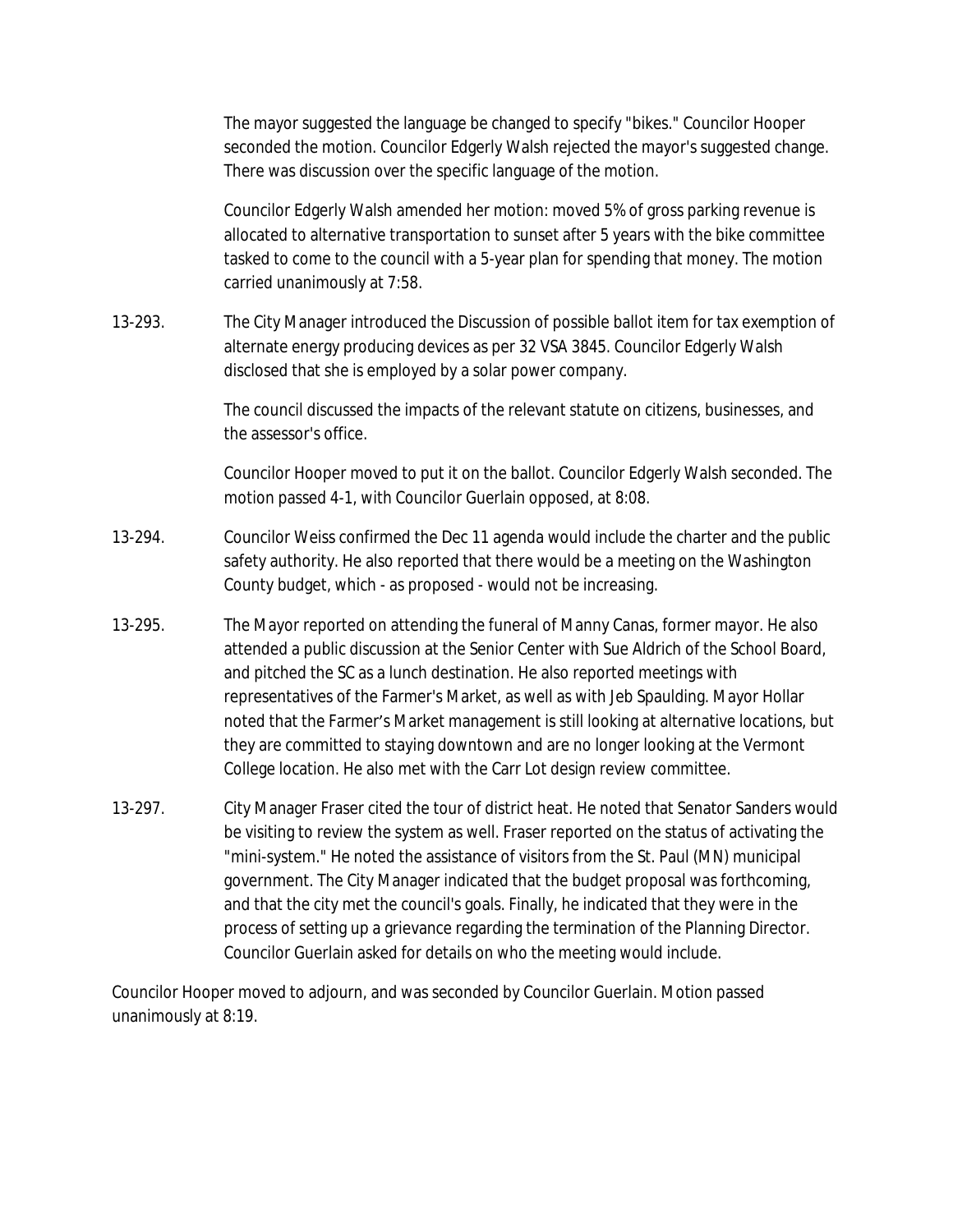The mayor suggested the language be changed to specify "bikes." Councilor Hooper seconded the motion. Councilor Edgerly Walsh rejected the mayor's suggested change. There was discussion over the specific language of the motion.

Councilor Edgerly Walsh amended her motion: moved 5% of gross parking revenue is allocated to alternative transportation to sunset after 5 years with the bike committee tasked to come to the council with a 5-year plan for spending that money. The motion carried unanimously at 7:58.

13-293. The City Manager introduced the Discussion of possible ballot item for tax exemption of alternate energy producing devices as per 32 VSA 3845. Councilor Edgerly Walsh disclosed that she is employed by a solar power company.

The council discussed the impacts of the relevant statute on citizens, businesses, and the assessor's office.

Councilor Hooper moved to put it on the ballot. Councilor Edgerly Walsh seconded. The motion passed 4-1, with Councilor Guerlain opposed, at 8:08.

13-294. Councilor Weiss confirmed the Dec 11 agenda would include the charter and the public safety authority. He also reported that there would be a meeting on the Washington County budget, which - as proposed - would not be increasing.

13-295. The Mayor reported on attending the funeral of Manny Canas, former mayor. He also attended a public discussion at the Senior Center with Sue Aldrich of the School Board, and pitched the SC as a lunch destination. He also reported meetings with representatives of the Farmer's Market, as well as with Jeb Spaulding. Mayor Hollar noted that the Farmer’s Market management is still looking at alternative locations, but they are committed to staying downtown and are no longer looking at the Vermont College location. He also met with the Carr Lot design review committee.

13-297. City Manager Fraser cited the tour of district heat. He noted that Senator Sanders would be visiting to review the system as well. Fraser reported on the status of activating the "mini-system." He noted the assistance of visitors from the St. Paul (MN) municipal government. The City Manager indicated that the budget proposal was forthcoming, and that the city met the council's goals. Finally, he indicated that they were in the process of setting up a grievance regarding the termination of the Planning Director. Councilor Guerlain asked for details on who the meeting would include.

Councilor Hooper moved to adjourn, and was seconded by Councilor Guerlain. Motion passed unanimously at 8:19.